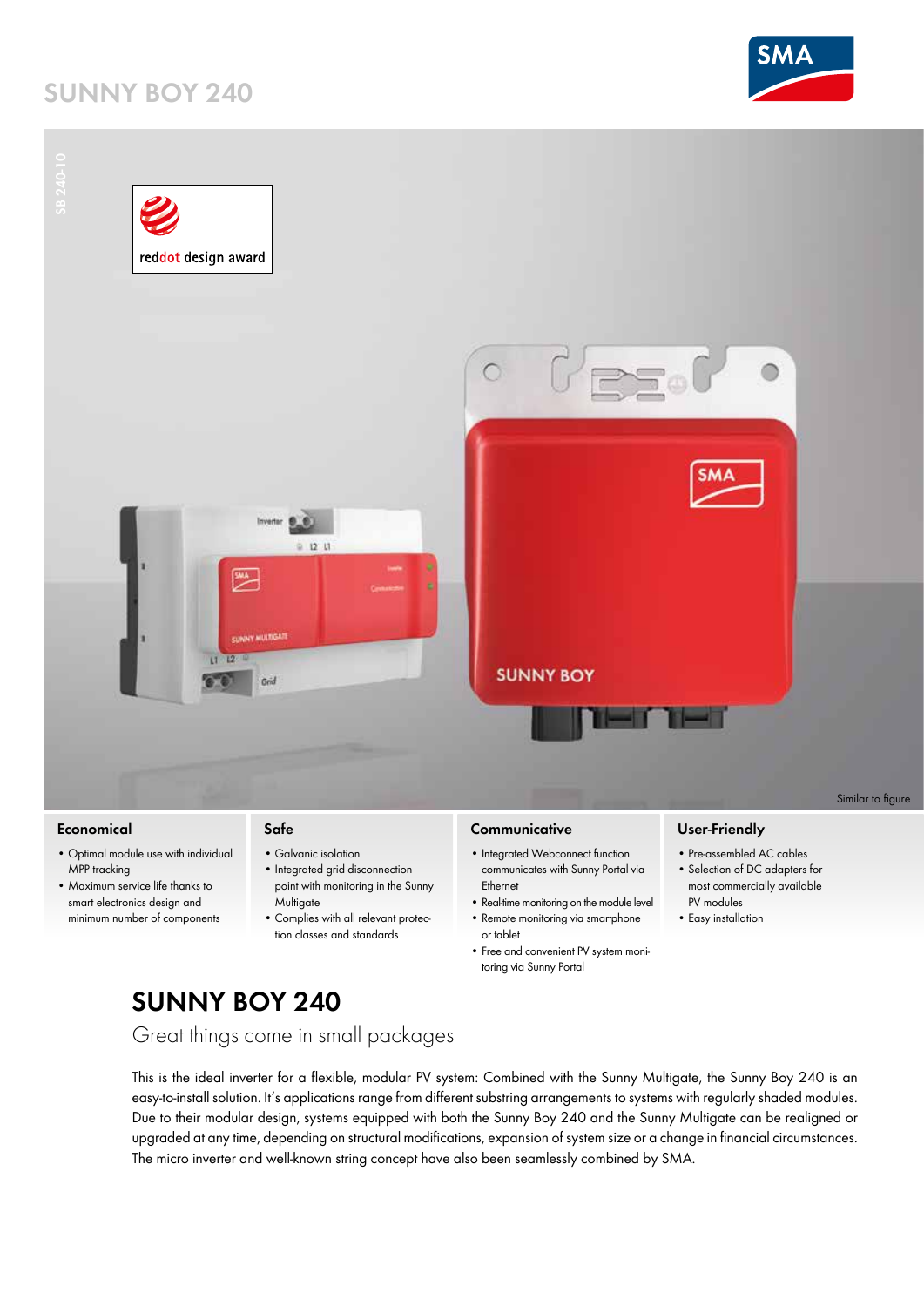# SUNNY BOY 240

SB 240-10

reddot design award

Similar to figure

### Economical

- Optimal module use with individual MPP tracking
- Maximum service life thanks to smart electronics design and minimum number of components

### Safe

- Galvanic isolation
- Integrated grid disconnection point with monitoring in the Sunny Multigate
- Complies with all relevant protection classes and standards

### Communicative

- Integrated Webconnect function communicates with Sunny Portal via Ethernet
- Real-time monitoring on the module level
- Remote monitoring via smartphone or tablet
- Free and convenient PV system monitoring via Sunny Portal

### User-Friendly

- Pre-assembled AC cables
- Selection of DC adapters for most commercially available PV modules
- Easy installation

## SUNNY BOY 240

Great things come in small packages

This is the ideal inverter for a flexible, modular PV system: Combined with the Sunny Multigate, the Sunny Boy 240 is an easy-to-install solution. It's applications range from different substring arrangements to systems with regularly shaded modules. Due to their modular design, systems equipped with both the Sunny Boy 240 and the Sunny Multigate can be realigned or upgraded at any time, depending on structural modifications, expansion of system size or a change in financial circumstances. The micro inverter and well-known string concept have also been seamlessly combined by SMA.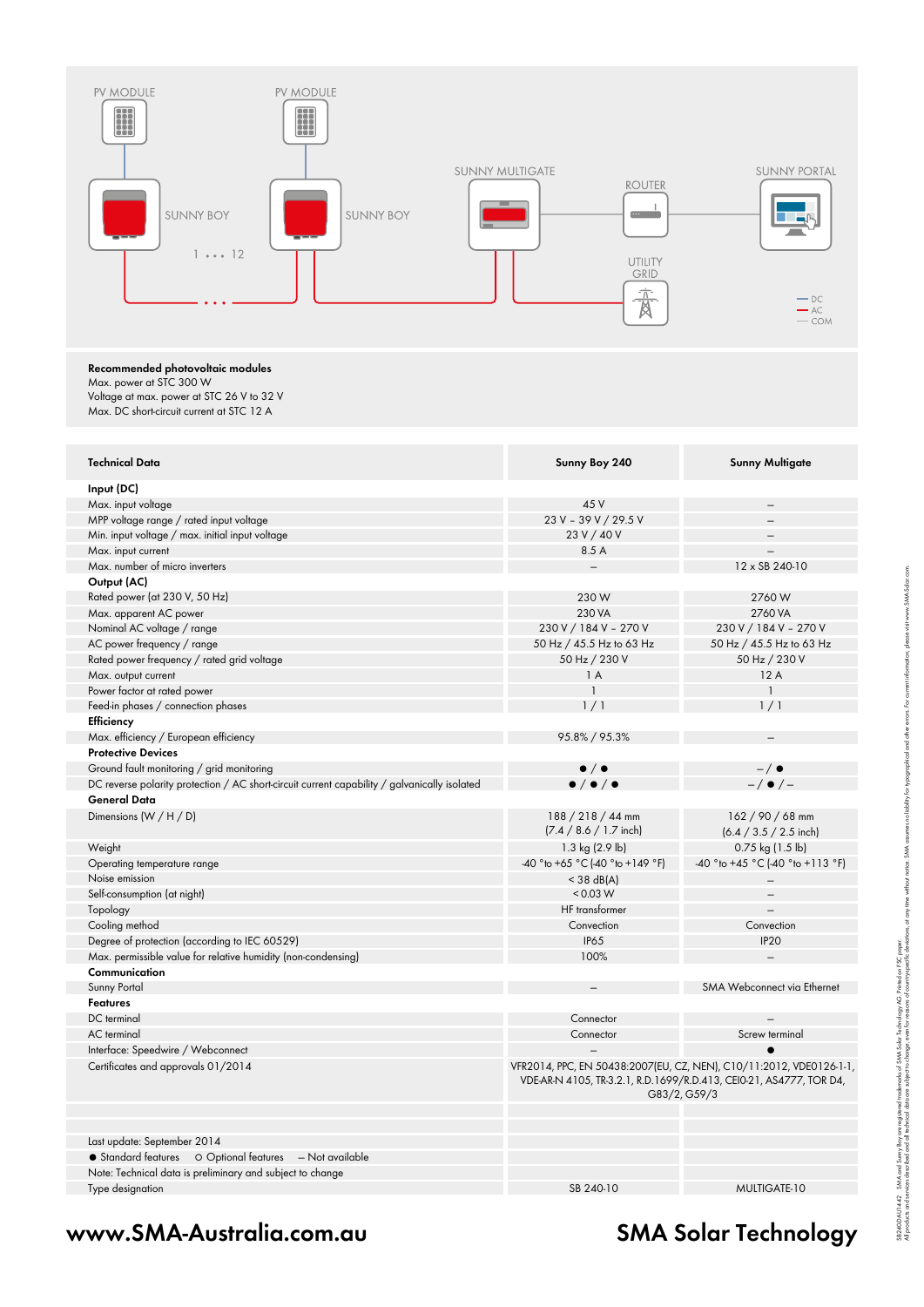PV MODULE
PV MODULE
SUNNY BOY
SUNNY BOY
1 • • • 12
SUNNY MULTIGATE
ROUTER
SUNNY PORTAL
UTILITY GRID
DC
AC
COM

**Recommended photovoltaic modules**
Max. power at STC 300 W
Voltage at max. power at STC 26 V to 32 V
Max. DC short-circuit current at STC 12 A

| Technical Data | Sunny Boy 240 | Sunny Multigate |
|---|---|---|
| **Input (DC)** | | |
| Max. input voltage | 45 V | – |
| MPP voltage range / rated input voltage | 23 V – 39 V / 29.5 V | – |
| Min. input voltage / max. initial input voltage | 23 V / 40 V | – |
| Max. input current | 8.5 A | – |
| Max. number of micro inverters | – | 12 x SB 240-10 |
| **Output (AC)** | | |
| Rated power (at 230 V, 50 Hz) | 230 W | 2760 W |
| Max. apparent AC power | 230 VA | 2760 VA |
| Nominal AC voltage / range | 230 V / 184 V – 270 V | 230 V / 184 V – 270 V |
| AC power frequency / range | 50 Hz / 45.5 Hz to 63 Hz | 50 Hz / 45.5 Hz to 63 Hz |
| Rated power frequency / rated grid voltage | 50 Hz / 230 V | 50 Hz / 230 V |
| Max. output current | 1 A | 12 A |
| Power factor at rated power | 1 | 1 |
| Feed-in phases / connection phases | 1 / 1 | 1 / 1 |
| **Efficiency** | | |
| Max. efficiency / European efficiency | 95.8% / 95.3% | – |
| **Protective Devices** | | |
| Ground fault monitoring / grid monitoring | ● / ● | – / ● |
| DC reverse polarity protection / AC short-circuit current capability / galvanically isolated | ● / ● / ● | – / ● / – |
| **General Data** | | |
| Dimensions (W / H / D) | 188 / 218 / 44 mm (7.4 / 8.6 / 1.7 inch) | 162 / 90 / 68 mm (6.4 / 3.5 / 2.5 inch) |
| Weight | 1.3 kg (2.9 lb) | 0.75 kg (1.5 lb) |
| Operating temperature range | -40 °to +65 °C (-40 °to +149 °F) | -40 °to +45 °C (-40 °to +113 °F) |
| Noise emission | < 38 dB(A) | – |
| Self-consumption (at night) | < 0.03 W | – |
| Topology | HF transformer | – |
| Cooling method | Convection | Convection |
| Degree of protection (according to IEC 60529) | IP65 | IP20 |
| Max. permissible value for relative humidity (non-condensing) | 100% | – |
| **Communication** | | |
| Sunny Portal | – | SMA Webconnect via Ethernet |
| **Features** | | |
| DC terminal | Connector | – |
| AC terminal | Connector | Screw terminal |
| Interface: Speedwire / Webconnect | – | ● |
| Certificates and approvals 01/2014 | VFR2014, PPC, EN 50438:2007(EU, CZ, NEN), C10/11:2012, VDE0126-1-1, VDE-AR-N 4105, TR-3.2.1, R.D.1699/R.D.413, CEI0-21, AS4777, TOR D4, G83/2, G59/3 | |
| | | |
| | | |
| Last update: September 2014 | | |
| ● Standard features ○ Optional features – Not available | | |
| Note: Technical data is preliminary and subject to change | | |
| Type designation | SB 240-10 | MULTIGATE-10 |

**www.SMA-Australia.com.au** **SMA Solar Technology**

SB240-DAU1442 SMA and Sunny Boy are registered trademarks of SMA Solar Technology AG. Printed on FSC paper. All products and services described and all technical data are subject to change, even for reasons of country-specific deviations, at any time without notice. SMA assumes no liability for typographical and other errors. For current information, please visit www.SMA-Solar.com.